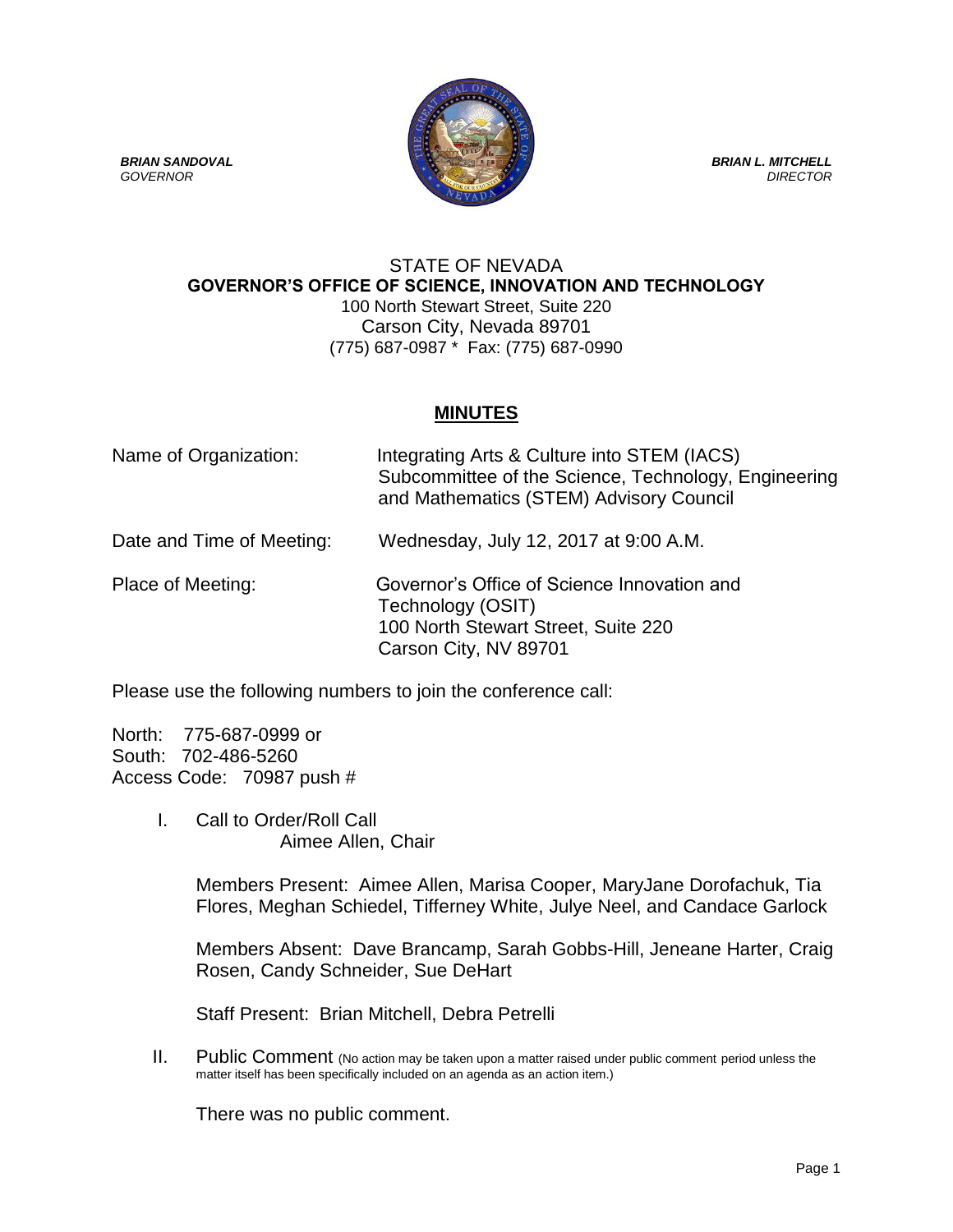***BRIAN SANDOVAL***
*GOVERNOR*

***BRIAN L. MITCHELL***
*DIRECTOR*

STATE OF NEVADA
**GOVERNOR'S OFFICE OF SCIENCE, INNOVATION AND TECHNOLOGY**
100 North Stewart Street, Suite 220
Carson City, Nevada 89701
(775) 687-0987 * Fax: (775) 687-0990

# MINUTES

Name of Organization: Integrating Arts & Culture into STEM (IACS) Subcommittee of the Science, Technology, Engineering and Mathematics (STEM) Advisory Council

Date and Time of Meeting: Wednesday, July 12, 2017 at 9:00 A.M.

Place of Meeting: Governor's Office of Science Innovation and Technology (OSIT)
100 North Stewart Street, Suite 220
Carson City, NV 89701

Please use the following numbers to join the conference call:

North: 775-687-0999 or
South: 702-486-5260
Access Code: 70987 push #

I. Call to Order/Roll Call
Aimee Allen, Chair

Members Present: Aimee Allen, Marisa Cooper, MaryJane Dorofachuk, Tia Flores, Meghan Schiedel, Tifferney White, Julye Neel, and Candace Garlock

Members Absent: Dave Brancamp, Sarah Gobbs-Hill, Jeneane Harter, Craig Rosen, Candy Schneider, Sue DeHart

Staff Present: Brian Mitchell, Debra Petrelli

II. Public Comment (No action may be taken upon a matter raised under public comment period unless the matter itself has been specifically included on an agenda as an action item.)

There was no public comment.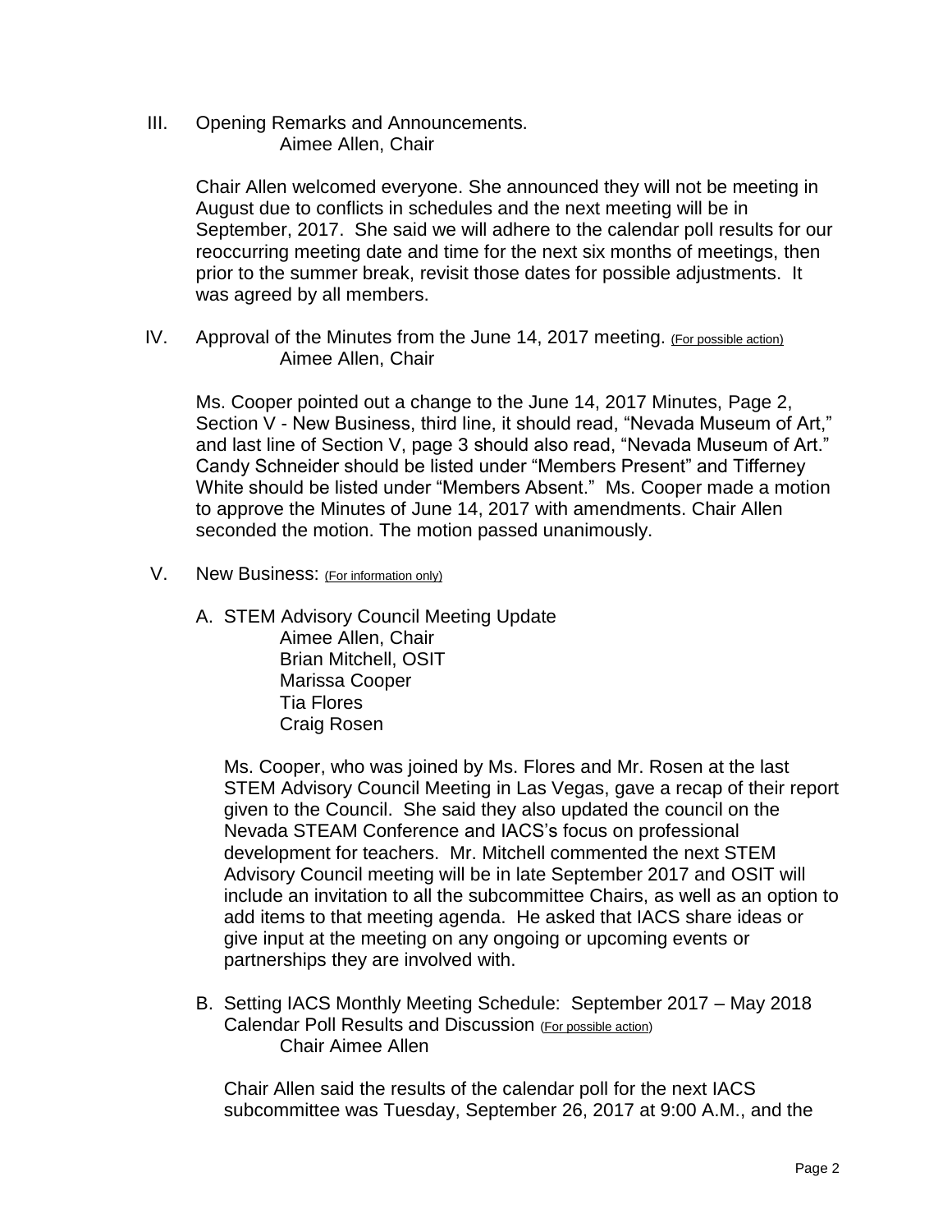III. Opening Remarks and Announcements.
Aimee Allen, Chair

Chair Allen welcomed everyone. She announced they will not be meeting in August due to conflicts in schedules and the next meeting will be in September, 2017. She said we will adhere to the calendar poll results for our reoccurring meeting date and time for the next six months of meetings, then prior to the summer break, revisit those dates for possible adjustments. It was agreed by all members.

IV. Approval of the Minutes from the June 14, 2017 meeting. (For possible action)
Aimee Allen, Chair

Ms. Cooper pointed out a change to the June 14, 2017 Minutes, Page 2, Section V - New Business, third line, it should read, "Nevada Museum of Art," and last line of Section V, page 3 should also read, "Nevada Museum of Art." Candy Schneider should be listed under "Members Present" and Tifferney White should be listed under "Members Absent." Ms. Cooper made a motion to approve the Minutes of June 14, 2017 with amendments. Chair Allen seconded the motion. The motion passed unanimously.

V. New Business: (For information only)

A. STEM Advisory Council Meeting Update
Aimee Allen, Chair
Brian Mitchell, OSIT
Marissa Cooper
Tia Flores
Craig Rosen

Ms. Cooper, who was joined by Ms. Flores and Mr. Rosen at the last STEM Advisory Council Meeting in Las Vegas, gave a recap of their report given to the Council. She said they also updated the council on the Nevada STEAM Conference and IACS's focus on professional development for teachers. Mr. Mitchell commented the next STEM Advisory Council meeting will be in late September 2017 and OSIT will include an invitation to all the subcommittee Chairs, as well as an option to add items to that meeting agenda. He asked that IACS share ideas or give input at the meeting on any ongoing or upcoming events or partnerships they are involved with.

B. Setting IACS Monthly Meeting Schedule: September 2017 – May 2018 Calendar Poll Results and Discussion (For possible action)
Chair Aimee Allen

Chair Allen said the results of the calendar poll for the next IACS subcommittee was Tuesday, September 26, 2017 at 9:00 A.M., and the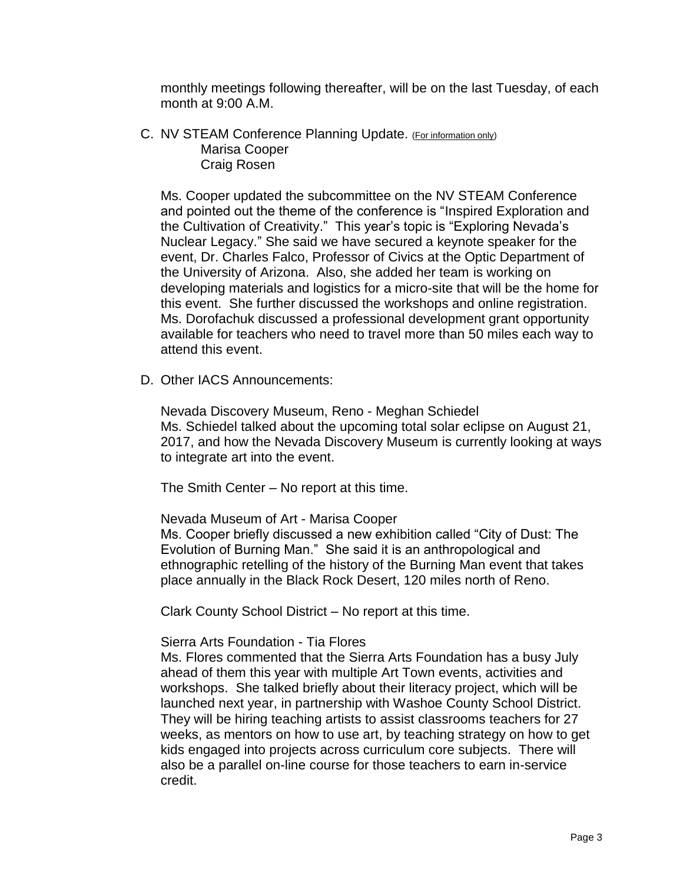monthly meetings following thereafter, will be on the last Tuesday, of each month at 9:00 A.M.

C. NV STEAM Conference Planning Update. (For information only)
   Marisa Cooper
   Craig Rosen

   Ms. Cooper updated the subcommittee on the NV STEAM Conference and pointed out the theme of the conference is "Inspired Exploration and the Cultivation of Creativity." This year's topic is "Exploring Nevada's Nuclear Legacy." She said we have secured a keynote speaker for the event, Dr. Charles Falco, Professor of Civics at the Optic Department of the University of Arizona. Also, she added her team is working on developing materials and logistics for a micro-site that will be the home for this event. She further discussed the workshops and online registration. Ms. Dorofachuk discussed a professional development grant opportunity available for teachers who need to travel more than 50 miles each way to attend this event.

D. Other IACS Announcements:

   Nevada Discovery Museum, Reno - Meghan Schiedel
   Ms. Schiedel talked about the upcoming total solar eclipse on August 21, 2017, and how the Nevada Discovery Museum is currently looking at ways to integrate art into the event.

   The Smith Center – No report at this time.

   Nevada Museum of Art - Marisa Cooper
   Ms. Cooper briefly discussed a new exhibition called "City of Dust: The Evolution of Burning Man." She said it is an anthropological and ethnographic retelling of the history of the Burning Man event that takes place annually in the Black Rock Desert, 120 miles north of Reno.

   Clark County School District – No report at this time.

   Sierra Arts Foundation - Tia Flores
   Ms. Flores commented that the Sierra Arts Foundation has a busy July ahead of them this year with multiple Art Town events, activities and workshops. She talked briefly about their literacy project, which will be launched next year, in partnership with Washoe County School District. They will be hiring teaching artists to assist classrooms teachers for 27 weeks, as mentors on how to use art, by teaching strategy on how to get kids engaged into projects across curriculum core subjects. There will also be a parallel on-line course for those teachers to earn in-service credit.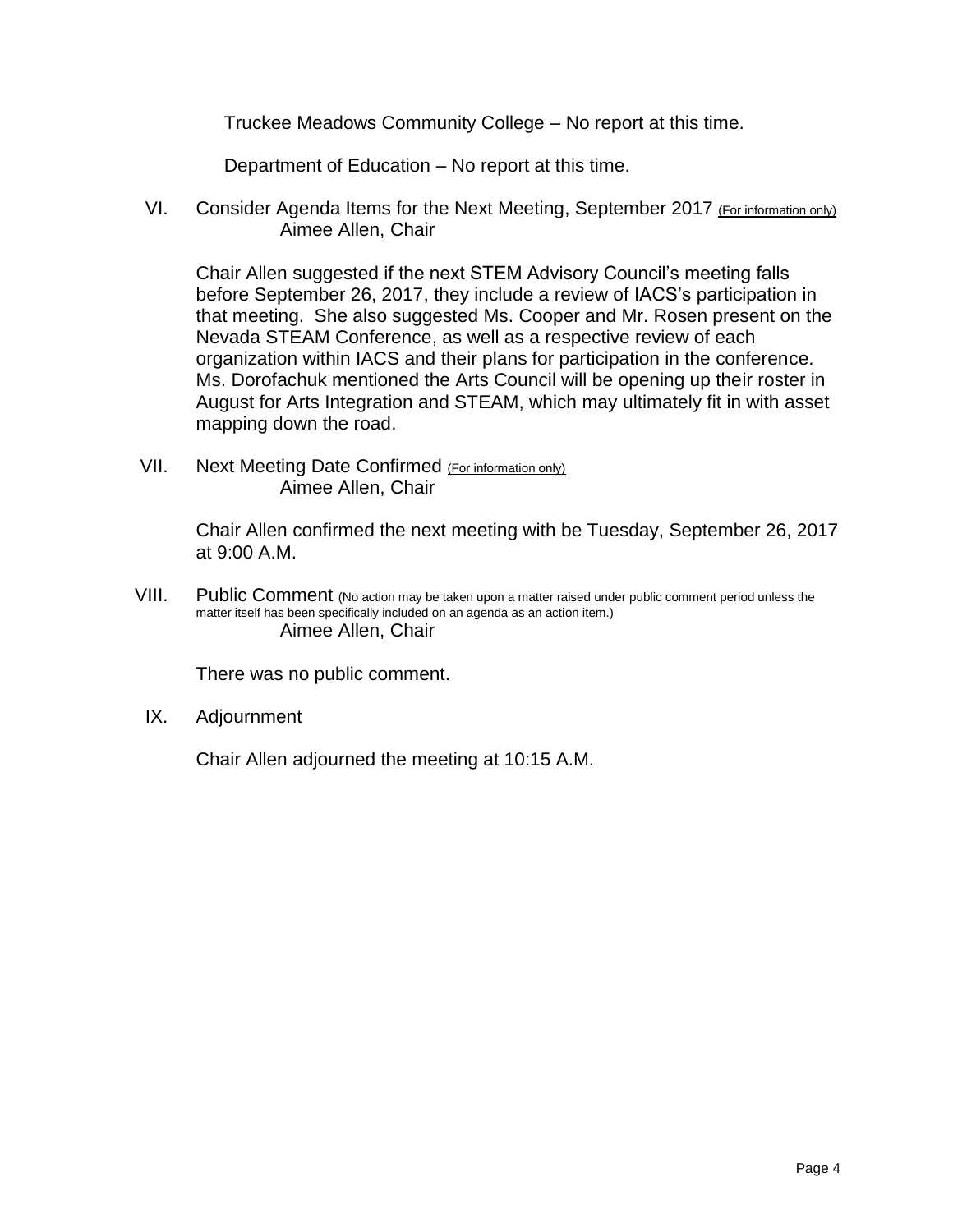Truckee Meadows Community College – No report at this time.

Department of Education – No report at this time.

VI. Consider Agenda Items for the Next Meeting, September 2017 (For information only)
Aimee Allen, Chair

Chair Allen suggested if the next STEM Advisory Council's meeting falls before September 26, 2017, they include a review of IACS's participation in that meeting. She also suggested Ms. Cooper and Mr. Rosen present on the Nevada STEAM Conference, as well as a respective review of each organization within IACS and their plans for participation in the conference. Ms. Dorofachuk mentioned the Arts Council will be opening up their roster in August for Arts Integration and STEAM, which may ultimately fit in with asset mapping down the road.

VII. Next Meeting Date Confirmed (For information only)
Aimee Allen, Chair

Chair Allen confirmed the next meeting with be Tuesday, September 26, 2017 at 9:00 A.M.

VIII. Public Comment (No action may be taken upon a matter raised under public comment period unless the matter itself has been specifically included on an agenda as an action item.)
Aimee Allen, Chair

There was no public comment.

IX. Adjournment

Chair Allen adjourned the meeting at 10:15 A.M.